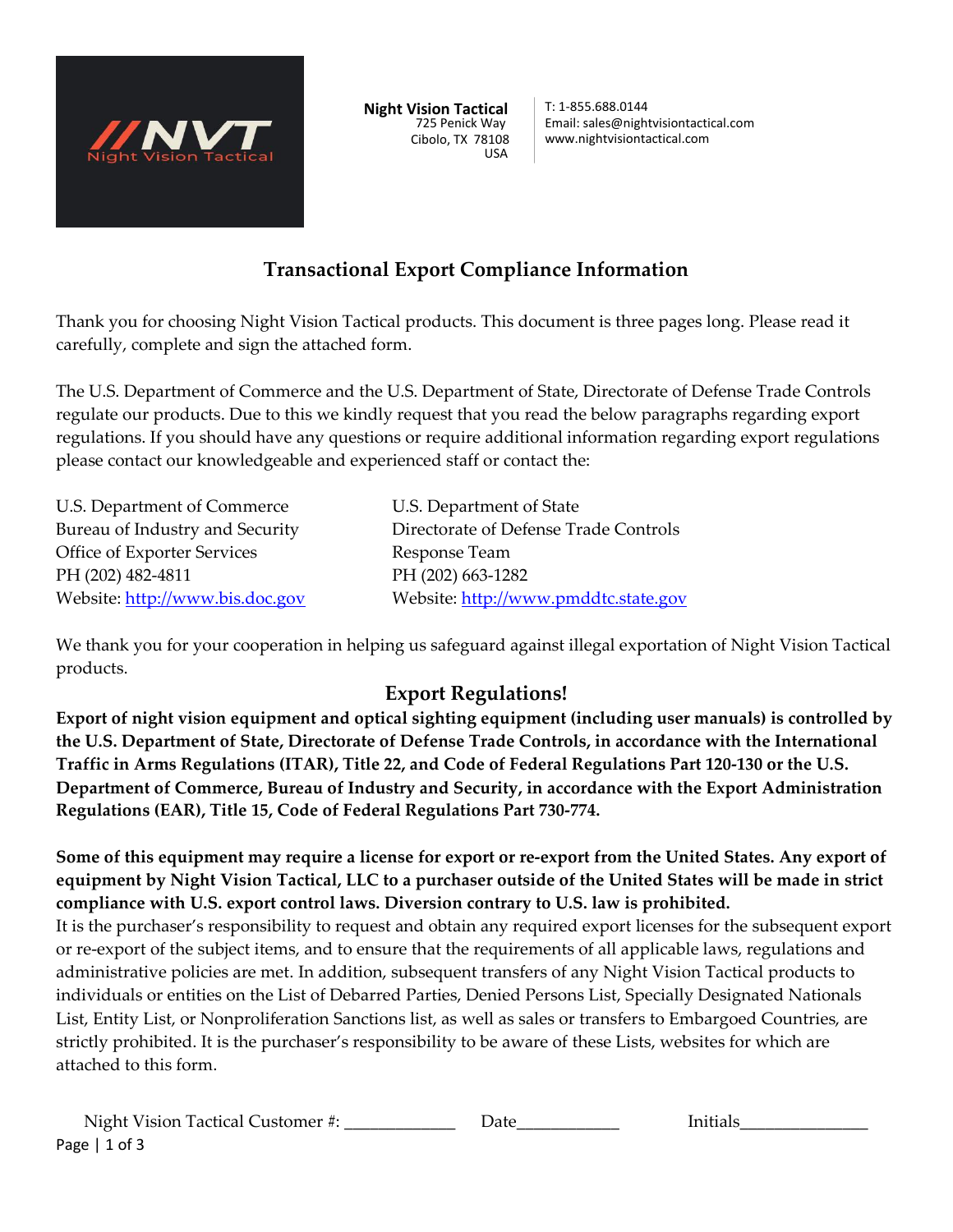**Night Vision Tactical**
725 Penick Way
Cibolo, TX 78108
USA

T: 1-855.688.0144
Email: sales@nightvisiontactical.com
www.nightvisiontactical.com

# Transactional Export Compliance Information

Thank you for choosing Night Vision Tactical products. This document is three pages long. Please read it carefully, complete and sign the attached form.

The U.S. Department of Commerce and the U.S. Department of State, Directorate of Defense Trade Controls regulate our products. Due to this we kindly request that you read the below paragraphs regarding export regulations. If you should have any questions or require additional information regarding export regulations please contact our knowledgeable and experienced staff or contact the:

U.S. Department of Commerce
Bureau of Industry and Security
Office of Exporter Services
PH (202) 482-4811
Website: http://www.bis.doc.gov

U.S. Department of State
Directorate of Defense Trade Controls
Response Team
PH (202) 663-1282
Website: http://www.pmddtc.state.gov

We thank you for your cooperation in helping us safeguard against illegal exportation of Night Vision Tactical products.

## Export Regulations!

**Export of night vision equipment and optical sighting equipment (including user manuals) is controlled by the U.S. Department of State, Directorate of Defense Trade Controls, in accordance with the International Traffic in Arms Regulations (ITAR), Title 22, and Code of Federal Regulations Part 120-130 or the U.S. Department of Commerce, Bureau of Industry and Security, in accordance with the Export Administration Regulations (EAR), Title 15, Code of Federal Regulations Part 730-774.**

**Some of this equipment may require a license for export or re-export from the United States. Any export of equipment by Night Vision Tactical, LLC to a purchaser outside of the United States will be made in strict compliance with U.S. export control laws. Diversion contrary to U.S. law is prohibited.**
It is the purchaser's responsibility to request and obtain any required export licenses for the subsequent export or re-export of the subject items, and to ensure that the requirements of all applicable laws, regulations and administrative policies are met. In addition, subsequent transfers of any Night Vision Tactical products to individuals or entities on the List of Debarred Parties, Denied Persons List, Specially Designated Nationals List, Entity List, or Nonproliferation Sanctions list, as well as sales or transfers to Embargoed Countries, are strictly prohibited. It is the purchaser's responsibility to be aware of these Lists, websites for which are attached to this form.

Night Vision Tactical Customer #: ____________ Date___________ Initials______________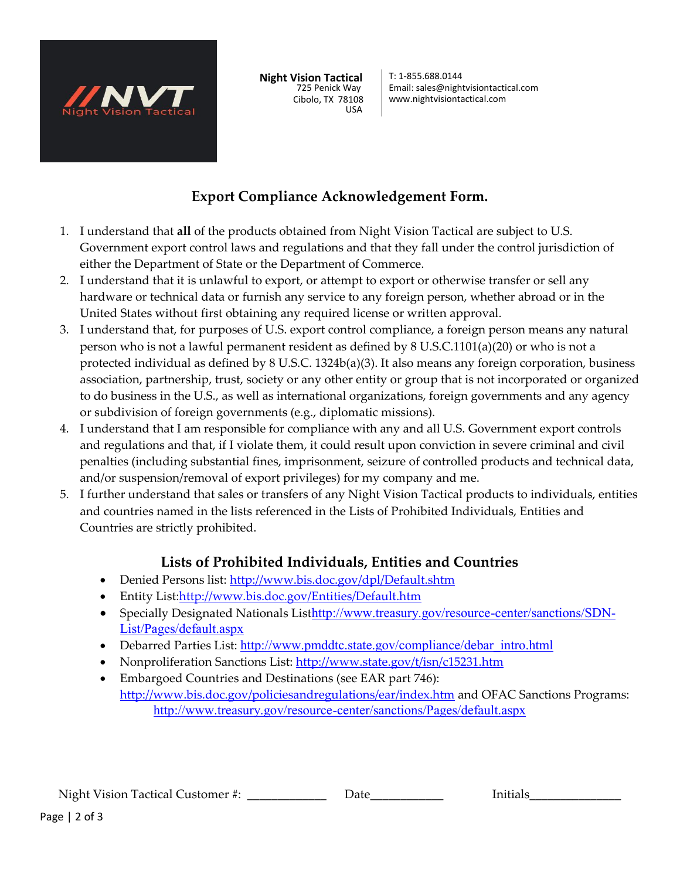**Night Vision Tactical**
725 Penick Way
Cibolo, TX 78108
USA

T: 1-855.688.0144
Email: sales@nightvisiontactical.com
www.nightvisiontactical.com

## Export Compliance Acknowledgement Form.

1. I understand that **all** of the products obtained from Night Vision Tactical are subject to U.S. Government export control laws and regulations and that they fall under the control jurisdiction of either the Department of State or the Department of Commerce.
2. I understand that it is unlawful to export, or attempt to export or otherwise transfer or sell any hardware or technical data or furnish any service to any foreign person, whether abroad or in the United States without first obtaining any required license or written approval.
3. I understand that, for purposes of U.S. export control compliance, a foreign person means any natural person who is not a lawful permanent resident as defined by 8 U.S.C.1101(a)(20) or who is not a protected individual as defined by 8 U.S.C. 1324b(a)(3). It also means any foreign corporation, business association, partnership, trust, society or any other entity or group that is not incorporated or organized to do business in the U.S., as well as international organizations, foreign governments and any agency or subdivision of foreign governments (e.g., diplomatic missions).
4. I understand that I am responsible for compliance with any and all U.S. Government export controls and regulations and that, if I violate them, it could result upon conviction in severe criminal and civil penalties (including substantial fines, imprisonment, seizure of controlled products and technical data, and/or suspension/removal of export privileges) for my company and me.
5. I further understand that sales or transfers of any Night Vision Tactical products to individuals, entities and countries named in the lists referenced in the Lists of Prohibited Individuals, Entities and Countries are strictly prohibited.

### Lists of Prohibited Individuals, Entities and Countries

- Denied Persons list: http://www.bis.doc.gov/dpl/Default.shtm
- Entity List:http://www.bis.doc.gov/Entities/Default.htm
- Specially Designated Nationals Listhttp://www.treasury.gov/resource-center/sanctions/SDN-List/Pages/default.aspx
- Debarred Parties List: http://www.pmddtc.state.gov/compliance/debar_intro.html
- Nonproliferation Sanctions List: http://www.state.gov/t/isn/c15231.htm
- Embargoed Countries and Destinations (see EAR part 746): http://www.bis.doc.gov/policiesandregulations/ear/index.htm and OFAC Sanctions Programs: http://www.treasury.gov/resource-center/sanctions/Pages/default.aspx

Night Vision Tactical Customer #: ____________ Date___________ Initials______________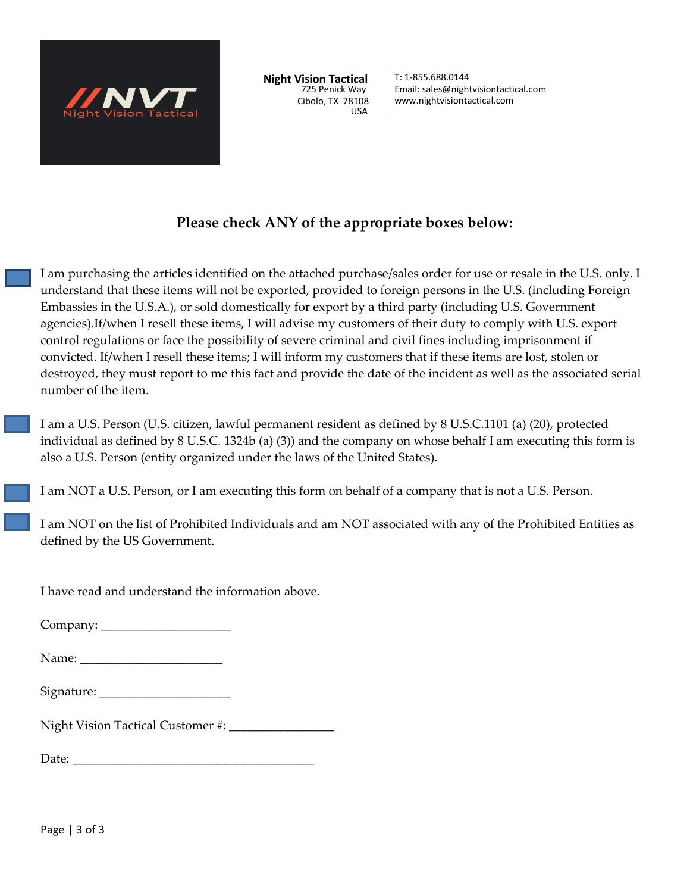**Night Vision Tactical**
725 Penick Way
Cibolo, TX 78108
USA

T: 1-855.688.0144
Email: sales@nightvisiontactical.com
www.nightvisiontactical.com

## Please check ANY of the appropriate boxes below:

- ☐ I am purchasing the articles identified on the attached purchase/sales order for use or resale in the U.S. only. I understand that these items will not be exported, provided to foreign persons in the U.S. (including Foreign Embassies in the U.S.A.), or sold domestically for export by a third party (including U.S. Government agencies).If/when I resell these items, I will advise my customers of their duty to comply with U.S. export control regulations or face the possibility of severe criminal and civil fines including imprisonment if convicted. If/when I resell these items; I will inform my customers that if these items are lost, stolen or destroyed, they must report to me this fact and provide the date of the incident as well as the associated serial number of the item.

- ☐ I am a U.S. Person (U.S. citizen, lawful permanent resident as defined by 8 U.S.C.1101 (a) (20), protected individual as defined by 8 U.S.C. 1324b (a) (3)) and the company on whose behalf I am executing this form is also a U.S. Person (entity organized under the laws of the United States).

- ☐ I am NOT a U.S. Person, or I am executing this form on behalf of a company that is not a U.S. Person.

- ☐ I am NOT on the list of Prohibited Individuals and am NOT associated with any of the Prohibited Entities as defined by the US Government.

I have read and understand the information above.

Company: ____________________

Name: ______________________

Signature: ____________________

Night Vision Tactical Customer #: ________________

Date: _____________________________________